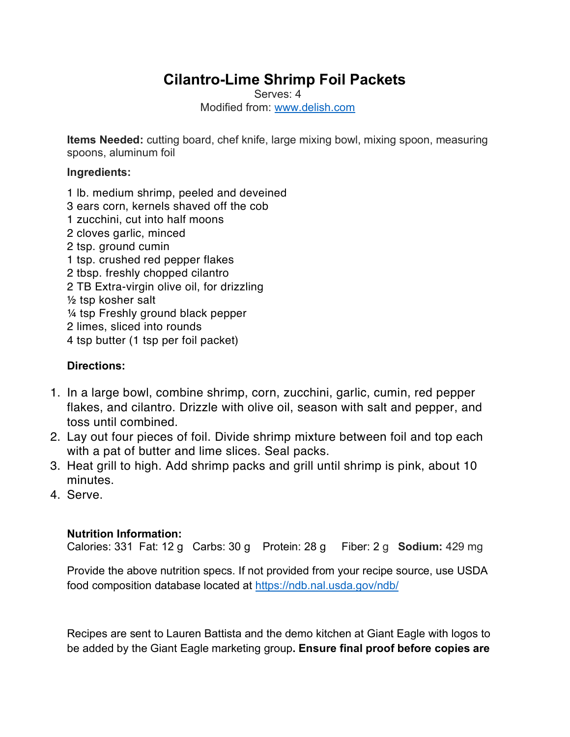# Cilantro-Lime Shrimp Foil Packets

Serves: 4
Modified from: [www.delish.com](www.delish.com)

**Items Needed:** cutting board, chef knife, large mixing bowl, mixing spoon, measuring spoons, aluminum foil

**Ingredients:**

1 lb. medium shrimp, peeled and deveined
3 ears corn, kernels shaved off the cob
1 zucchini, cut into half moons
2 cloves garlic, minced
2 tsp. ground cumin
1 tsp. crushed red pepper flakes
2 tbsp. freshly chopped cilantro
2 TB Extra-virgin olive oil, for drizzling
½ tsp kosher salt
¼ tsp Freshly ground black pepper
2 limes, sliced into rounds
4 tsp butter (1 tsp per foil packet)

**Directions:**

1. In a large bowl, combine shrimp, corn, zucchini, garlic, cumin, red pepper flakes, and cilantro. Drizzle with olive oil, season with salt and pepper, and toss until combined.
2. Lay out four pieces of foil. Divide shrimp mixture between foil and top each with a pat of butter and lime slices. Seal packs.
3. Heat grill to high. Add shrimp packs and grill until shrimp is pink, about 10 minutes.
4. Serve.

**Nutrition Information:**
Calories: 331 Fat: 12 g Carbs: 30 g Protein: 28 g Fiber: 2 g **Sodium:** 429 mg

Provide the above nutrition specs. If not provided from your recipe source, use USDA food composition database located at [https://ndb.nal.usda.gov/ndb/](https://ndb.nal.usda.gov/ndb/)

Recipes are sent to Lauren Battista and the demo kitchen at Giant Eagle with logos to be added by the Giant Eagle marketing group**. Ensure final proof before copies are**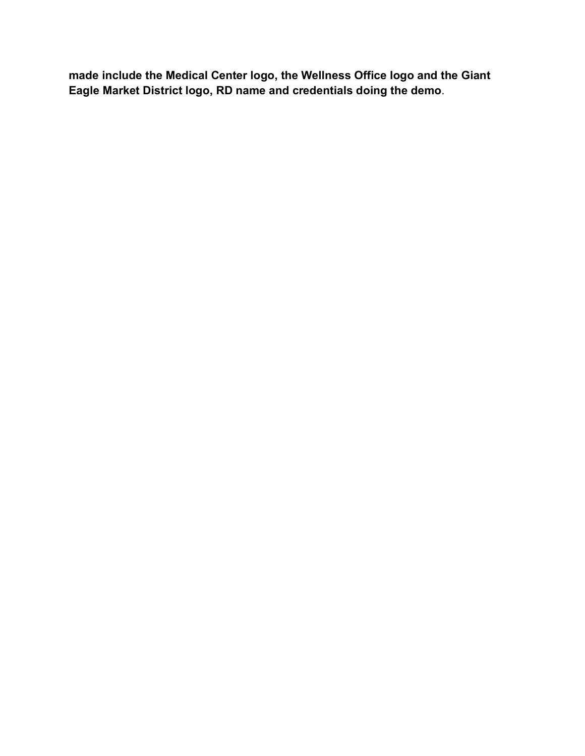**made include the Medical Center logo, the Wellness Office logo and the Giant Eagle Market District logo, RD name and credentials doing the demo**.